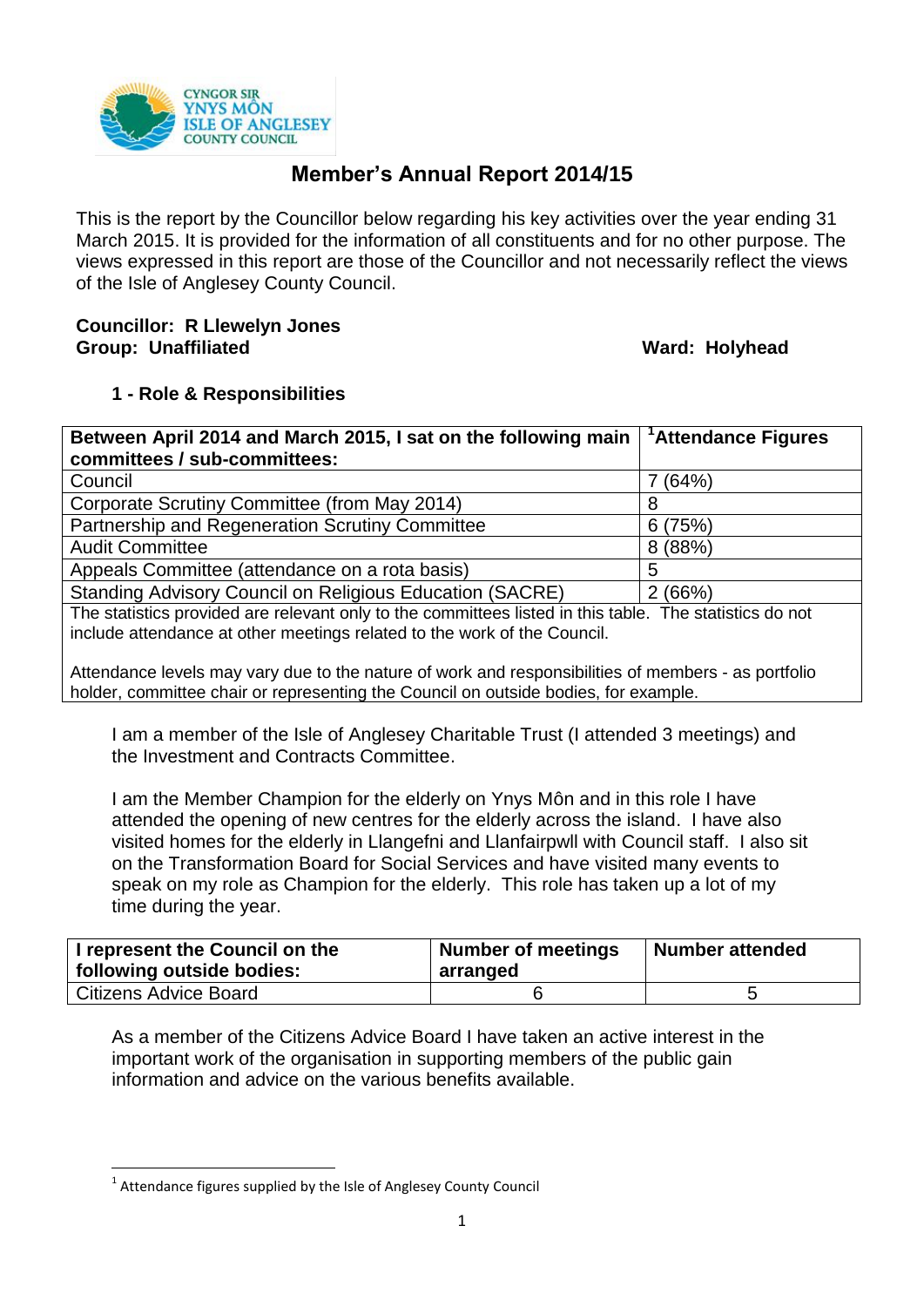# Member's Annual Report 2014/15

This is the report by the Councillor below regarding his key activities over the year ending 31 March 2015. It is provided for the information of all constituents and for no other purpose. The views expressed in this report are those of the Councillor and not necessarily reflect the views of the Isle of Anglesey County Council.

**Councillor: R Llewelyn Jones**
**Group: Unaffiliated** **Ward: Holyhead**

## 1 - Role & Responsibilities

| Between April 2014 and March 2015, I sat on the following main committees / sub-committees: | [1]Attendance Figures |
|---|---|
| Council | 7 (64%) |
| Corporate Scrutiny Committee (from May 2014) | 8 |
| Partnership and Regeneration Scrutiny Committee | 6 (75%) |
| Audit Committee | 8 (88%) |
| Appeals Committee (attendance on a rota basis) | 5 |
| Standing Advisory Council on Religious Education (SACRE) | 2 (66%) |
| The statistics provided are relevant only to the committees listed in this table. The statistics do not include attendance at other meetings related to the work of the Council. Attendance levels may vary due to the nature of work and responsibilities of members - as portfolio holder, committee chair or representing the Council on outside bodies, for example. | |

I am a member of the Isle of Anglesey Charitable Trust (I attended 3 meetings) and the Investment and Contracts Committee.

I am the Member Champion for the elderly on Ynys Môn and in this role I have attended the opening of new centres for the elderly across the island. I have also visited homes for the elderly in Llangefni and Llanfairpwll with Council staff. I also sit on the Transformation Board for Social Services and have visited many events to speak on my role as Champion for the elderly. This role has taken up a lot of my time during the year.

| I represent the Council on the following outside bodies: | Number of meetings arranged | Number attended |
|---|---|---|
| Citizens Advice Board | 6 | 5 |

As a member of the Citizens Advice Board I have taken an active interest in the important work of the organisation in supporting members of the public gain information and advice on the various benefits available.

[1] Attendance figures supplied by the Isle of Anglesey County Council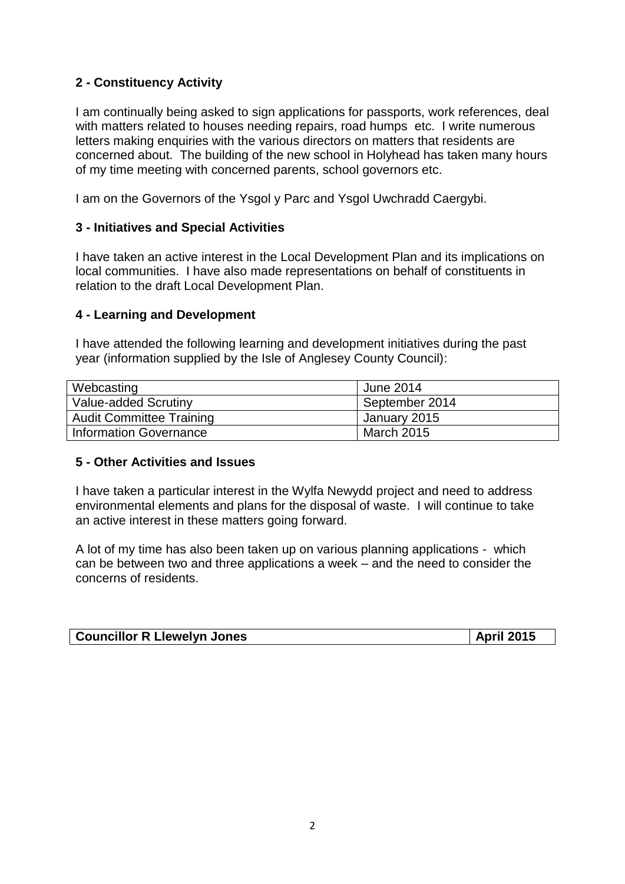### 2 - Constituency Activity

I am continually being asked to sign applications for passports, work references, deal with matters related to houses needing repairs, road humps etc. I write numerous letters making enquiries with the various directors on matters that residents are concerned about. The building of the new school in Holyhead has taken many hours of my time meeting with concerned parents, school governors etc.

I am on the Governors of the Ysgol y Parc and Ysgol Uwchradd Caergybi.

### 3 - Initiatives and Special Activities

I have taken an active interest in the Local Development Plan and its implications on local communities. I have also made representations on behalf of constituents in relation to the draft Local Development Plan.

### 4 - Learning and Development

I have attended the following learning and development initiatives during the past year (information supplied by the Isle of Anglesey County Council):

| | |
|---|---|
| Webcasting | June 2014 |
| Value-added Scrutiny | September 2014 |
| Audit Committee Training | January 2015 |
| Information Governance | March 2015 |

### 5 - Other Activities and Issues

I have taken a particular interest in the Wylfa Newydd project and need to address environmental elements and plans for the disposal of waste. I will continue to take an active interest in these matters going forward.

A lot of my time has also been taken up on various planning applications - which can be between two and three applications a week – and the need to consider the concerns of residents.

| | |
|---|---|
| **Councillor R Llewelyn Jones** | **April 2015** |